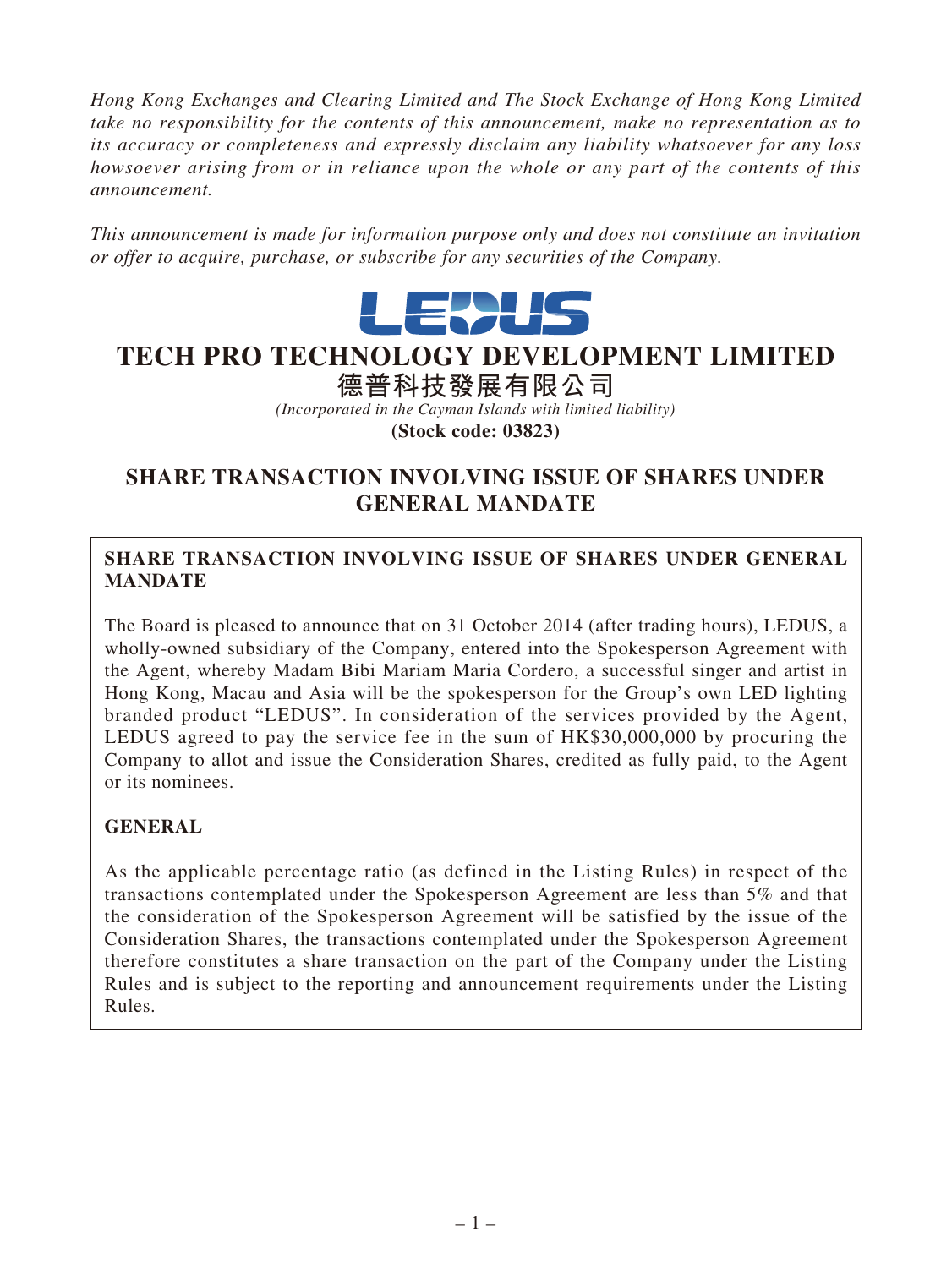*Hong Kong Exchanges and Clearing Limited and The Stock Exchange of Hong Kong Limited take no responsibility for the contents of this announcement, make no representation as to its accuracy or completeness and expressly disclaim any liability whatsoever for any loss howsoever arising from or in reliance upon the whole or any part of the contents of this announcement.*

*This announcement is made for information purpose only and does not constitute an invitation or offer to acquire, purchase, or subscribe for any securities of the Company.*

# TECH PRO TECHNOLOGY DEVELOPMENT LIMITED

# 德普科技發展有限公司

*(Incorporated in the Cayman Islands with limited liability)*

**(Stock code: 03823)**

## SHARE TRANSACTION INVOLVING ISSUE OF SHARES UNDER GENERAL MANDATE

**SHARE TRANSACTION INVOLVING ISSUE OF SHARES UNDER GENERAL MANDATE**

The Board is pleased to announce that on 31 October 2014 (after trading hours), LEDUS, a wholly-owned subsidiary of the Company, entered into the Spokesperson Agreement with the Agent, whereby Madam Bibi Mariam Maria Cordero, a successful singer and artist in Hong Kong, Macau and Asia will be the spokesperson for the Group's own LED lighting branded product "LEDUS". In consideration of the services provided by the Agent, LEDUS agreed to pay the service fee in the sum of HK$30,000,000 by procuring the Company to allot and issue the Consideration Shares, credited as fully paid, to the Agent or its nominees.

**GENERAL**

As the applicable percentage ratio (as defined in the Listing Rules) in respect of the transactions contemplated under the Spokesperson Agreement are less than 5% and that the consideration of the Spokesperson Agreement will be satisfied by the issue of the Consideration Shares, the transactions contemplated under the Spokesperson Agreement therefore constitutes a share transaction on the part of the Company under the Listing Rules and is subject to the reporting and announcement requirements under the Listing Rules.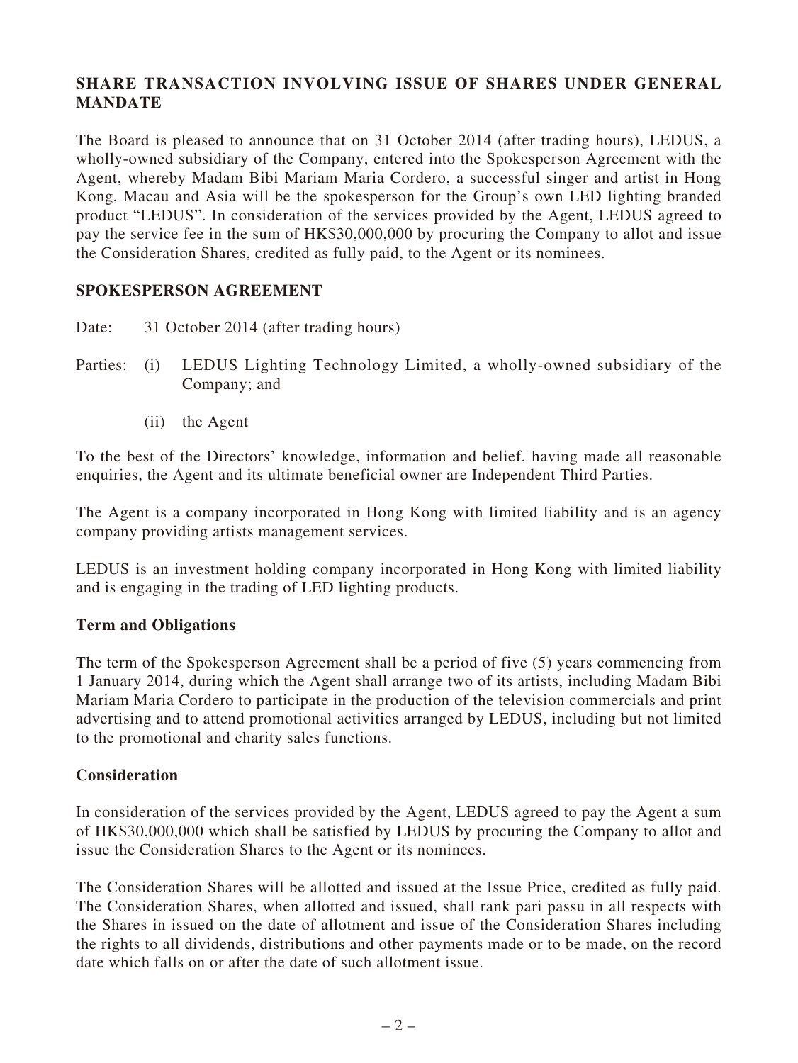## SHARE TRANSACTION INVOLVING ISSUE OF SHARES UNDER GENERAL MANDATE

The Board is pleased to announce that on 31 October 2014 (after trading hours), LEDUS, a wholly-owned subsidiary of the Company, entered into the Spokesperson Agreement with the Agent, whereby Madam Bibi Mariam Maria Cordero, a successful singer and artist in Hong Kong, Macau and Asia will be the spokesperson for the Group's own LED lighting branded product "LEDUS". In consideration of the services provided by the Agent, LEDUS agreed to pay the service fee in the sum of HK$30,000,000 by procuring the Company to allot and issue the Consideration Shares, credited as fully paid, to the Agent or its nominees.

## SPOKESPERSON AGREEMENT

Date: 31 October 2014 (after trading hours)

Parties: (i) LEDUS Lighting Technology Limited, a wholly-owned subsidiary of the Company; and

(ii) the Agent

To the best of the Directors' knowledge, information and belief, having made all reasonable enquiries, the Agent and its ultimate beneficial owner are Independent Third Parties.

The Agent is a company incorporated in Hong Kong with limited liability and is an agency company providing artists management services.

LEDUS is an investment holding company incorporated in Hong Kong with limited liability and is engaging in the trading of LED lighting products.

### Term and Obligations

The term of the Spokesperson Agreement shall be a period of five (5) years commencing from 1 January 2014, during which the Agent shall arrange two of its artists, including Madam Bibi Mariam Maria Cordero to participate in the production of the television commercials and print advertising and to attend promotional activities arranged by LEDUS, including but not limited to the promotional and charity sales functions.

### Consideration

In consideration of the services provided by the Agent, LEDUS agreed to pay the Agent a sum of HK$30,000,000 which shall be satisfied by LEDUS by procuring the Company to allot and issue the Consideration Shares to the Agent or its nominees.

The Consideration Shares will be allotted and issued at the Issue Price, credited as fully paid. The Consideration Shares, when allotted and issued, shall rank pari passu in all respects with the Shares in issued on the date of allotment and issue of the Consideration Shares including the rights to all dividends, distributions and other payments made or to be made, on the record date which falls on or after the date of such allotment issue.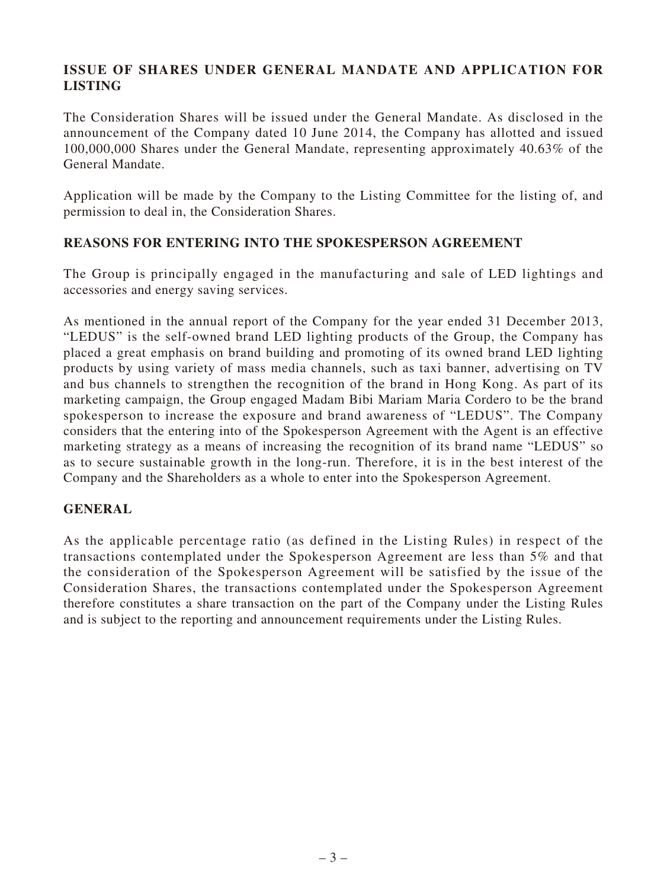## ISSUE OF SHARES UNDER GENERAL MANDATE AND APPLICATION FOR LISTING

The Consideration Shares will be issued under the General Mandate. As disclosed in the announcement of the Company dated 10 June 2014, the Company has allotted and issued 100,000,000 Shares under the General Mandate, representing approximately 40.63% of the General Mandate.

Application will be made by the Company to the Listing Committee for the listing of, and permission to deal in, the Consideration Shares.

## REASONS FOR ENTERING INTO THE SPOKESPERSON AGREEMENT

The Group is principally engaged in the manufacturing and sale of LED lightings and accessories and energy saving services.

As mentioned in the annual report of the Company for the year ended 31 December 2013, "LEDUS" is the self-owned brand LED lighting products of the Group, the Company has placed a great emphasis on brand building and promoting of its owned brand LED lighting products by using variety of mass media channels, such as taxi banner, advertising on TV and bus channels to strengthen the recognition of the brand in Hong Kong. As part of its marketing campaign, the Group engaged Madam Bibi Mariam Maria Cordero to be the brand spokesperson to increase the exposure and brand awareness of "LEDUS". The Company considers that the entering into of the Spokesperson Agreement with the Agent is an effective marketing strategy as a means of increasing the recognition of its brand name "LEDUS" so as to secure sustainable growth in the long-run. Therefore, it is in the best interest of the Company and the Shareholders as a whole to enter into the Spokesperson Agreement.

## GENERAL

As the applicable percentage ratio (as defined in the Listing Rules) in respect of the transactions contemplated under the Spokesperson Agreement are less than 5% and that the consideration of the Spokesperson Agreement will be satisfied by the issue of the Consideration Shares, the transactions contemplated under the Spokesperson Agreement therefore constitutes a share transaction on the part of the Company under the Listing Rules and is subject to the reporting and announcement requirements under the Listing Rules.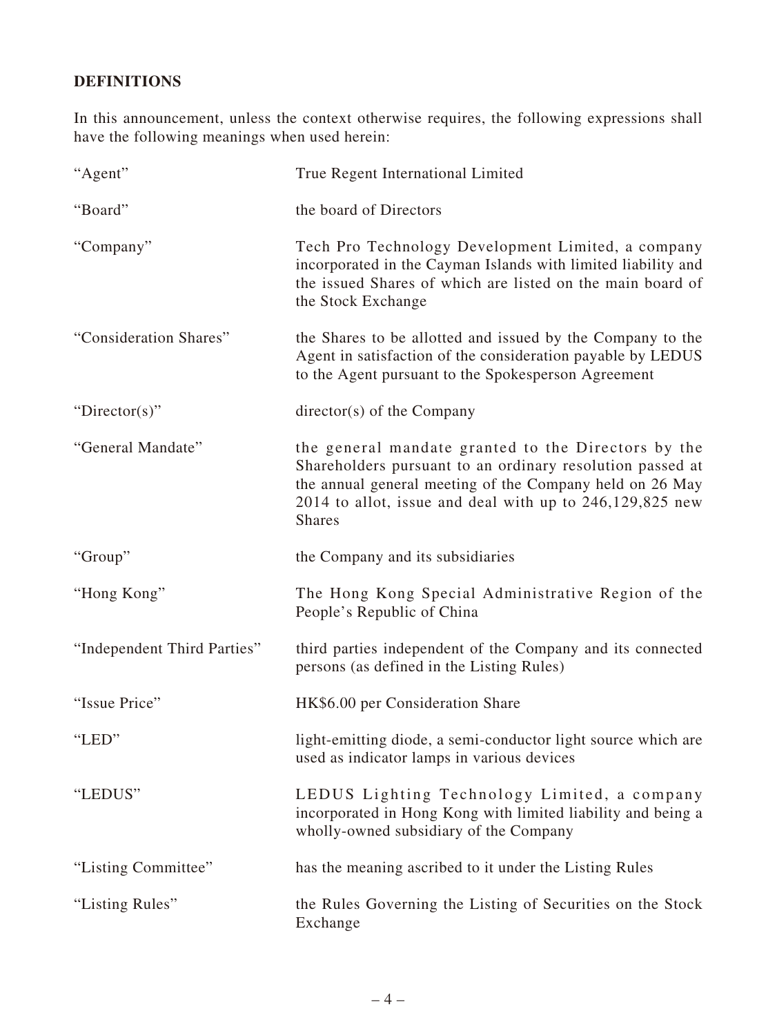## DEFINITIONS

In this announcement, unless the context otherwise requires, the following expressions shall have the following meanings when used herein:

| | |
|---|---|
| "Agent" | True Regent International Limited |
| "Board" | the board of Directors |
| "Company" | Tech Pro Technology Development Limited, a company incorporated in the Cayman Islands with limited liability and the issued Shares of which are listed on the main board of the Stock Exchange |
| "Consideration Shares" | the Shares to be allotted and issued by the Company to the Agent in satisfaction of the consideration payable by LEDUS to the Agent pursuant to the Spokesperson Agreement |
| "Director(s)" | director(s) of the Company |
| "General Mandate" | the general mandate granted to the Directors by the Shareholders pursuant to an ordinary resolution passed at the annual general meeting of the Company held on 26 May 2014 to allot, issue and deal with up to 246,129,825 new Shares |
| "Group" | the Company and its subsidiaries |
| "Hong Kong" | The Hong Kong Special Administrative Region of the People's Republic of China |
| "Independent Third Parties" | third parties independent of the Company and its connected persons (as defined in the Listing Rules) |
| "Issue Price" | HK$6.00 per Consideration Share |
| "LED" | light-emitting diode, a semi-conductor light source which are used as indicator lamps in various devices |
| "LEDUS" | LEDUS Lighting Technology Limited, a company incorporated in Hong Kong with limited liability and being a wholly-owned subsidiary of the Company |
| "Listing Committee" | has the meaning ascribed to it under the Listing Rules |
| "Listing Rules" | the Rules Governing the Listing of Securities on the Stock Exchange |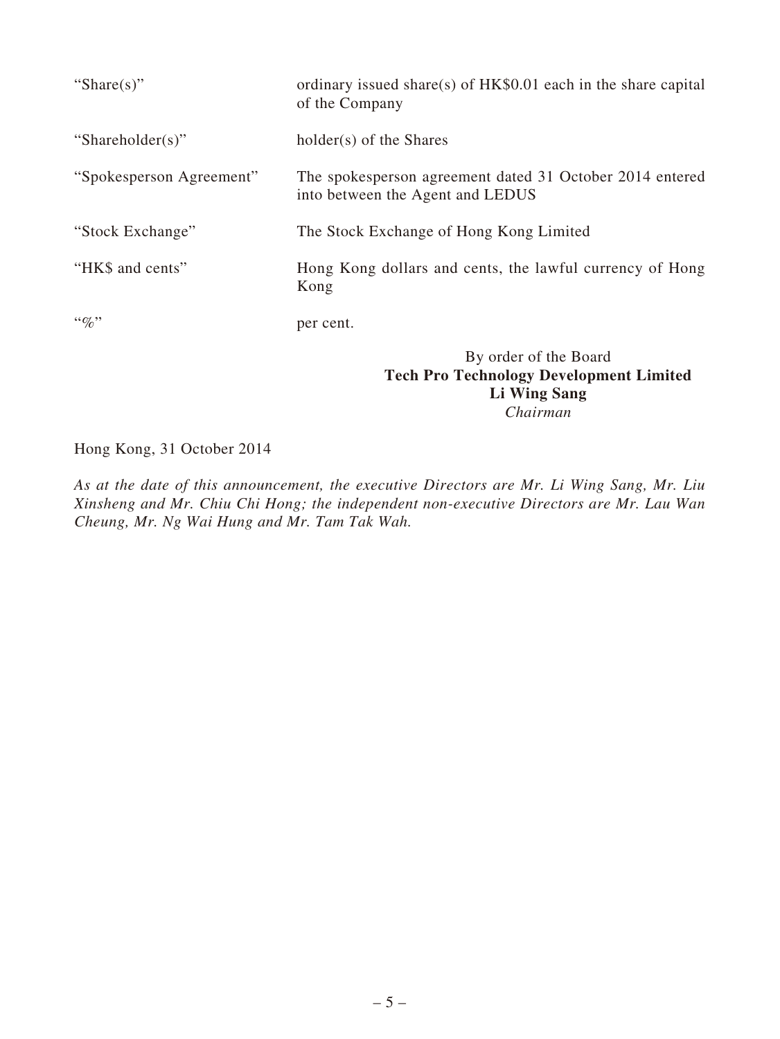| | |
|---|---|
| "Share(s)" | ordinary issued share(s) of HK$0.01 each in the share capital of the Company |
| "Shareholder(s)" | holder(s) of the Shares |
| "Spokesperson Agreement" | The spokesperson agreement dated 31 October 2014 entered into between the Agent and LEDUS |
| "Stock Exchange" | The Stock Exchange of Hong Kong Limited |
| "HK$ and cents" | Hong Kong dollars and cents, the lawful currency of Hong Kong |
| "%" | per cent. |

By order of the Board
**Tech Pro Technology Development Limited**
**Li Wing Sang**
*Chairman*

Hong Kong, 31 October 2014

*As at the date of this announcement, the executive Directors are Mr. Li Wing Sang, Mr. Liu Xinsheng and Mr. Chiu Chi Hong; the independent non-executive Directors are Mr. Lau Wan Cheung, Mr. Ng Wai Hung and Mr. Tam Tak Wah.*